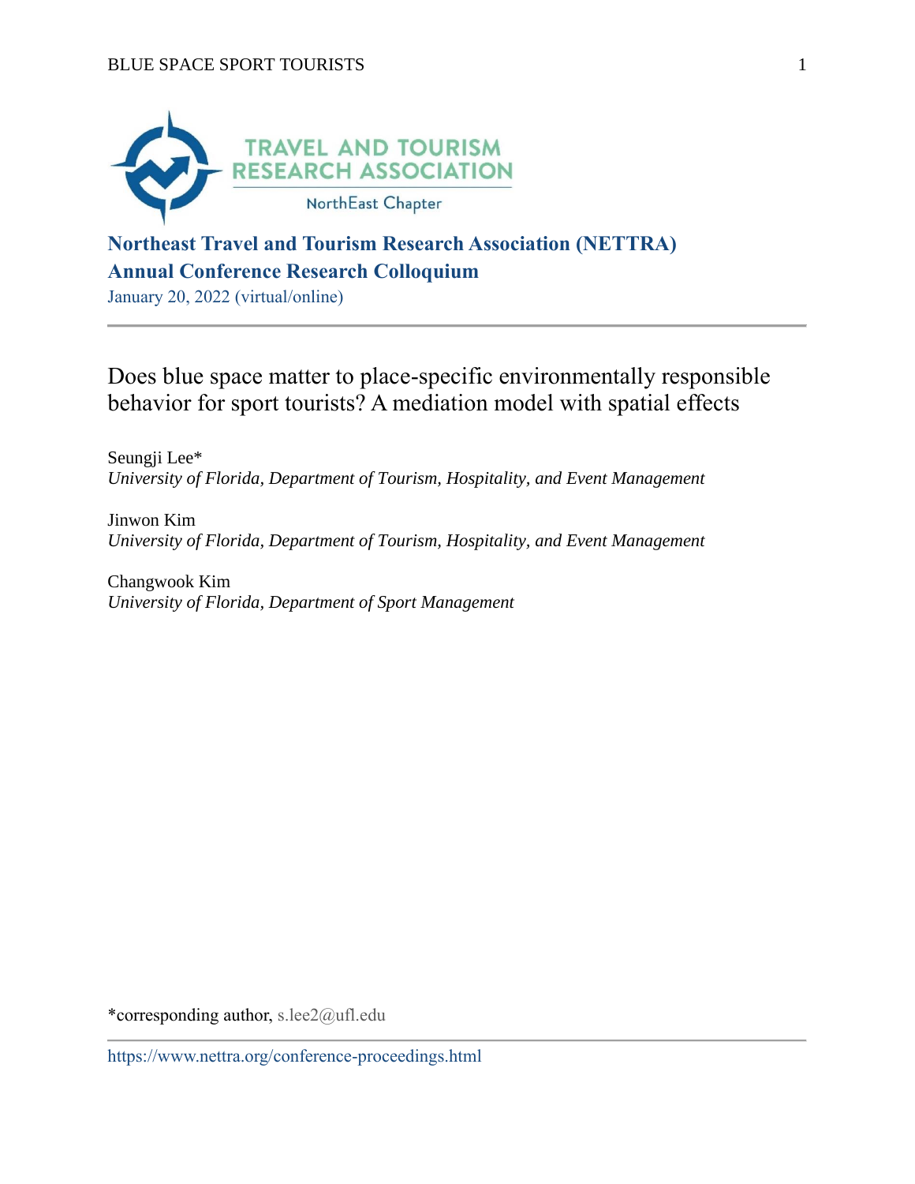**Northeast Travel and Tourism Research Association (NETTRA)**
**Annual Conference Research Colloquium**

January 20, 2022 (virtual/online)

---

# Does blue space matter to place-specific environmentally responsible behavior for sport tourists? A mediation model with spatial effects

Seungji Lee*
*University of Florida, Department of Tourism, Hospitality, and Event Management*

Jinwon Kim
*University of Florida, Department of Tourism, Hospitality, and Event Management*

Changwook Kim
*University of Florida, Department of Sport Management*

*corresponding author, s.lee2@ufl.edu

https://www.nettra.org/conference-proceedings.html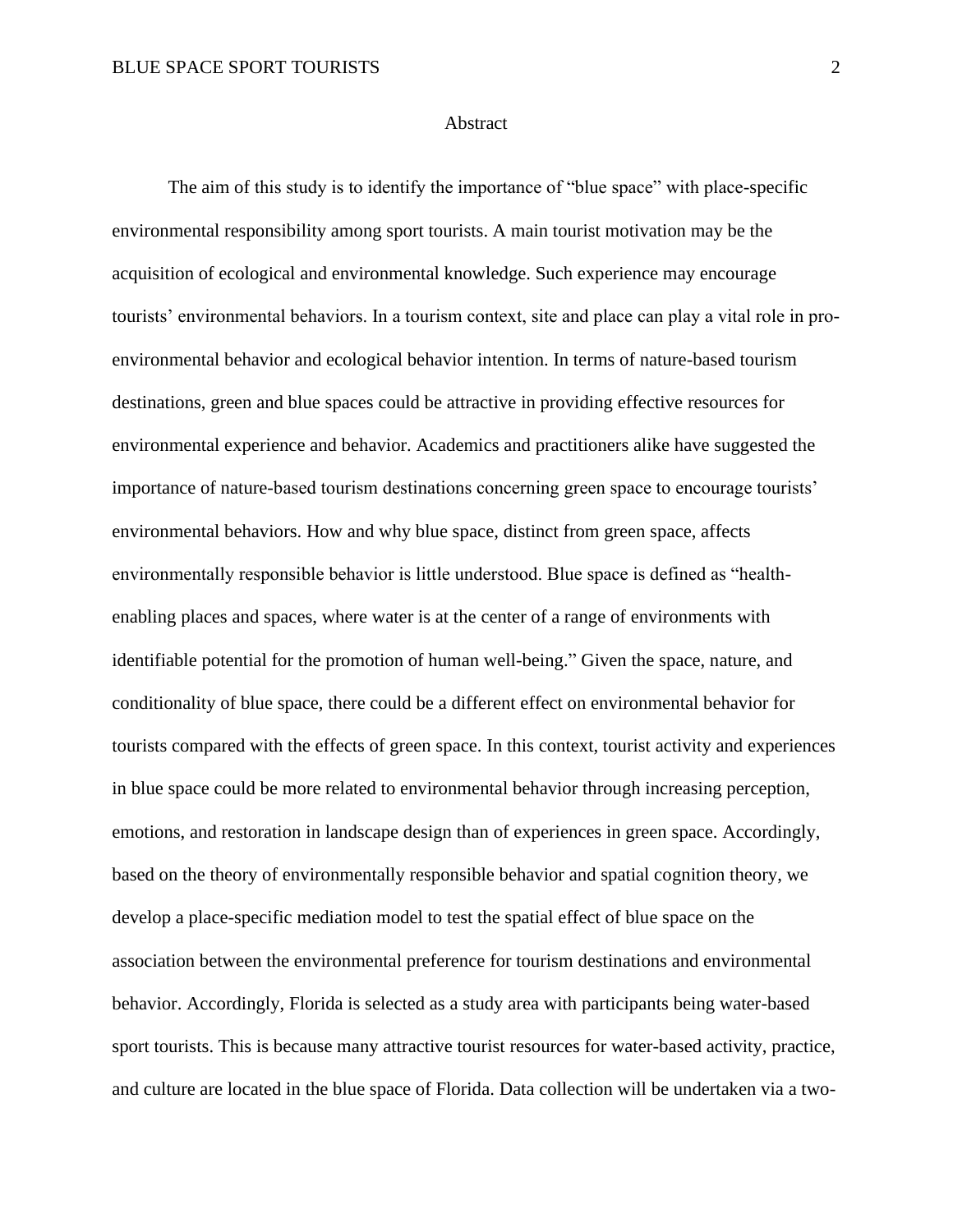# Abstract

The aim of this study is to identify the importance of "blue space" with place-specific environmental responsibility among sport tourists. A main tourist motivation may be the acquisition of ecological and environmental knowledge. Such experience may encourage tourists' environmental behaviors. In a tourism context, site and place can play a vital role in pro-environmental behavior and ecological behavior intention. In terms of nature-based tourism destinations, green and blue spaces could be attractive in providing effective resources for environmental experience and behavior. Academics and practitioners alike have suggested the importance of nature-based tourism destinations concerning green space to encourage tourists' environmental behaviors. How and why blue space, distinct from green space, affects environmentally responsible behavior is little understood. Blue space is defined as "health-enabling places and spaces, where water is at the center of a range of environments with identifiable potential for the promotion of human well-being." Given the space, nature, and conditionality of blue space, there could be a different effect on environmental behavior for tourists compared with the effects of green space. In this context, tourist activity and experiences in blue space could be more related to environmental behavior through increasing perception, emotions, and restoration in landscape design than of experiences in green space. Accordingly, based on the theory of environmentally responsible behavior and spatial cognition theory, we develop a place-specific mediation model to test the spatial effect of blue space on the association between the environmental preference for tourism destinations and environmental behavior. Accordingly, Florida is selected as a study area with participants being water-based sport tourists. This is because many attractive tourist resources for water-based activity, practice, and culture are located in the blue space of Florida. Data collection will be undertaken via a two-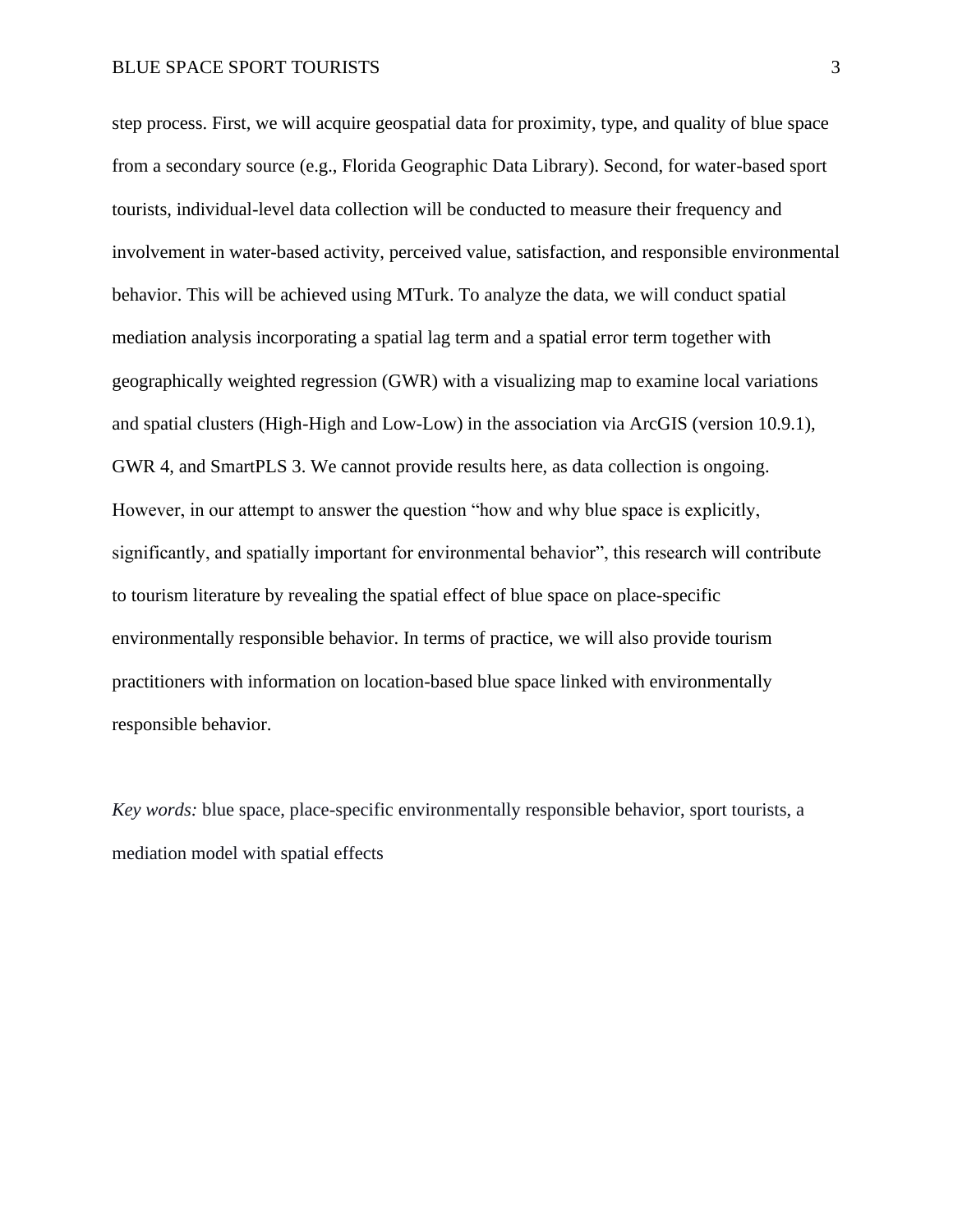step process. First, we will acquire geospatial data for proximity, type, and quality of blue space from a secondary source (e.g., Florida Geographic Data Library). Second, for water-based sport tourists, individual-level data collection will be conducted to measure their frequency and involvement in water-based activity, perceived value, satisfaction, and responsible environmental behavior. This will be achieved using MTurk. To analyze the data, we will conduct spatial mediation analysis incorporating a spatial lag term and a spatial error term together with geographically weighted regression (GWR) with a visualizing map to examine local variations and spatial clusters (High-High and Low-Low) in the association via ArcGIS (version 10.9.1), GWR 4, and SmartPLS 3. We cannot provide results here, as data collection is ongoing. However, in our attempt to answer the question "how and why blue space is explicitly, significantly, and spatially important for environmental behavior", this research will contribute to tourism literature by revealing the spatial effect of blue space on place-specific environmentally responsible behavior. In terms of practice, we will also provide tourism practitioners with information on location-based blue space linked with environmentally responsible behavior.

*Key words:* blue space, place-specific environmentally responsible behavior, sport tourists, a mediation model with spatial effects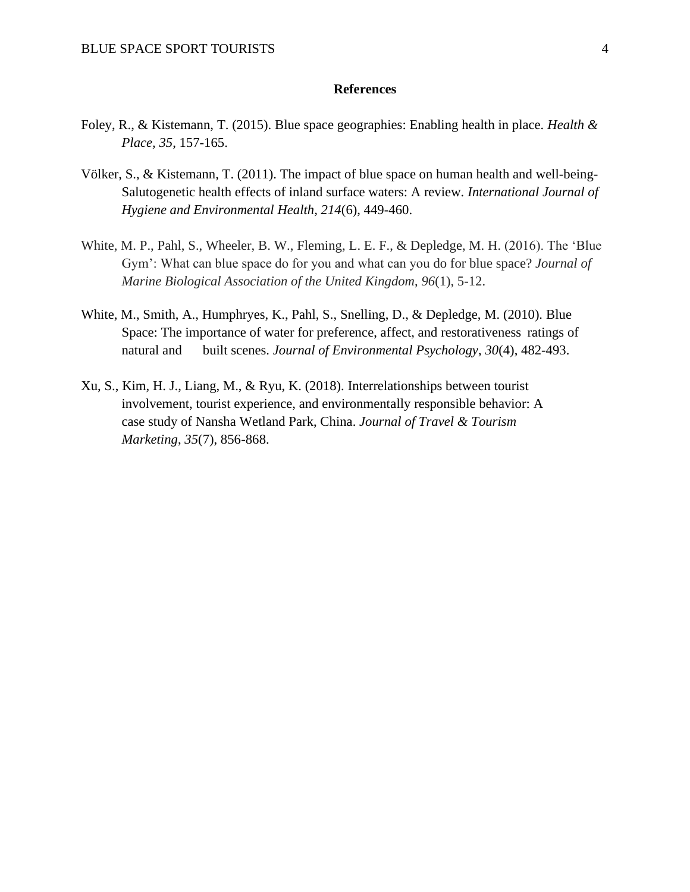# References

Foley, R., & Kistemann, T. (2015). Blue space geographies: Enabling health in place. *Health & Place, 35*, 157-165.

Völker, S., & Kistemann, T. (2011). The impact of blue space on human health and well-being-Salutogenetic health effects of inland surface waters: A review. *International Journal of Hygiene and Environmental Health, 214*(6), 449-460.

White, M. P., Pahl, S., Wheeler, B. W., Fleming, L. E. F., & Depledge, M. H. (2016). The 'Blue Gym': What can blue space do for you and what can you do for blue space? *Journal of Marine Biological Association of the United Kingdom*, *96*(1), 5-12.

White, M., Smith, A., Humphryes, K., Pahl, S., Snelling, D., & Depledge, M. (2010). Blue Space: The importance of water for preference, affect, and restorativeness ratings of natural and built scenes. *Journal of Environmental Psychology*, *30*(4), 482-493.

Xu, S., Kim, H. J., Liang, M., & Ryu, K. (2018). Interrelationships between tourist involvement, tourist experience, and environmentally responsible behavior: A case study of Nansha Wetland Park, China. *Journal of Travel & Tourism Marketing*, *35*(7), 856-868.